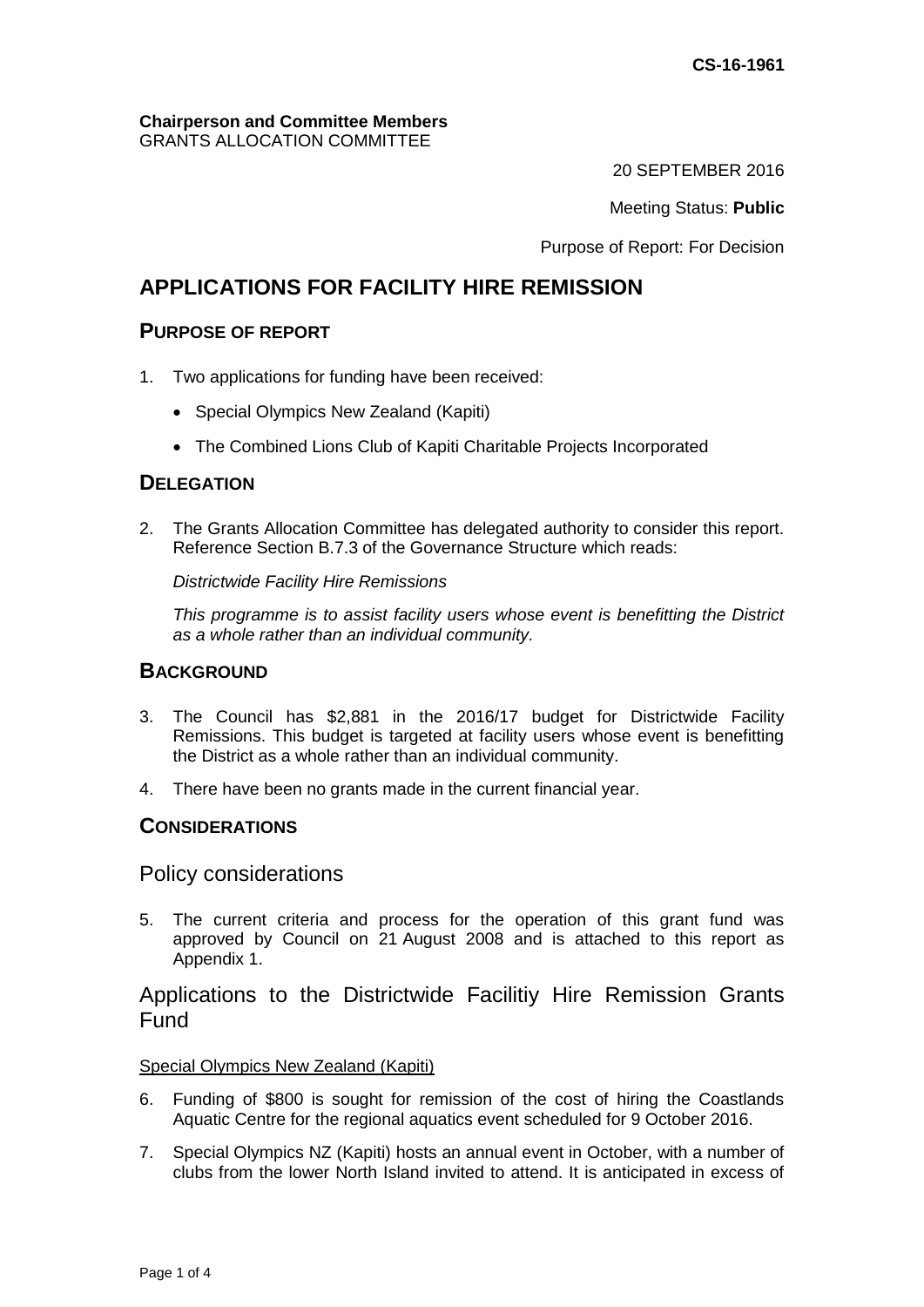**CS-16-1961**

**Chairperson and Committee Members**
GRANTS ALLOCATION COMMITTEE

20 SEPTEMBER 2016

Meeting Status: **Public**

Purpose of Report: For Decision

# APPLICATIONS FOR FACILITY HIRE REMISSION

## PURPOSE OF REPORT

1. Two applications for funding have been received:

   - Special Olympics New Zealand (Kapiti)
   - The Combined Lions Club of Kapiti Charitable Projects Incorporated

## DELEGATION

2. The Grants Allocation Committee has delegated authority to consider this report. Reference Section B.7.3 of the Governance Structure which reads:

   *Districtwide Facility Hire Remissions*

   *This programme is to assist facility users whose event is benefitting the District as a whole rather than an individual community.*

## BACKGROUND

3. The Council has $2,881 in the 2016/17 budget for Districtwide Facility Remissions. This budget is targeted at facility users whose event is benefitting the District as a whole rather than an individual community.

4. There have been no grants made in the current financial year.

## CONSIDERATIONS

### Policy considerations

5. The current criteria and process for the operation of this grant fund was approved by Council on 21 August 2008 and is attached to this report as Appendix 1.

### Applications to the Districtwide Facilitiy Hire Remission Grants Fund

Special Olympics New Zealand (Kapiti)

6. Funding of $800 is sought for remission of the cost of hiring the Coastlands Aquatic Centre for the regional aquatics event scheduled for 9 October 2016.

7. Special Olympics NZ (Kapiti) hosts an annual event in October, with a number of clubs from the lower North Island invited to attend. It is anticipated in excess of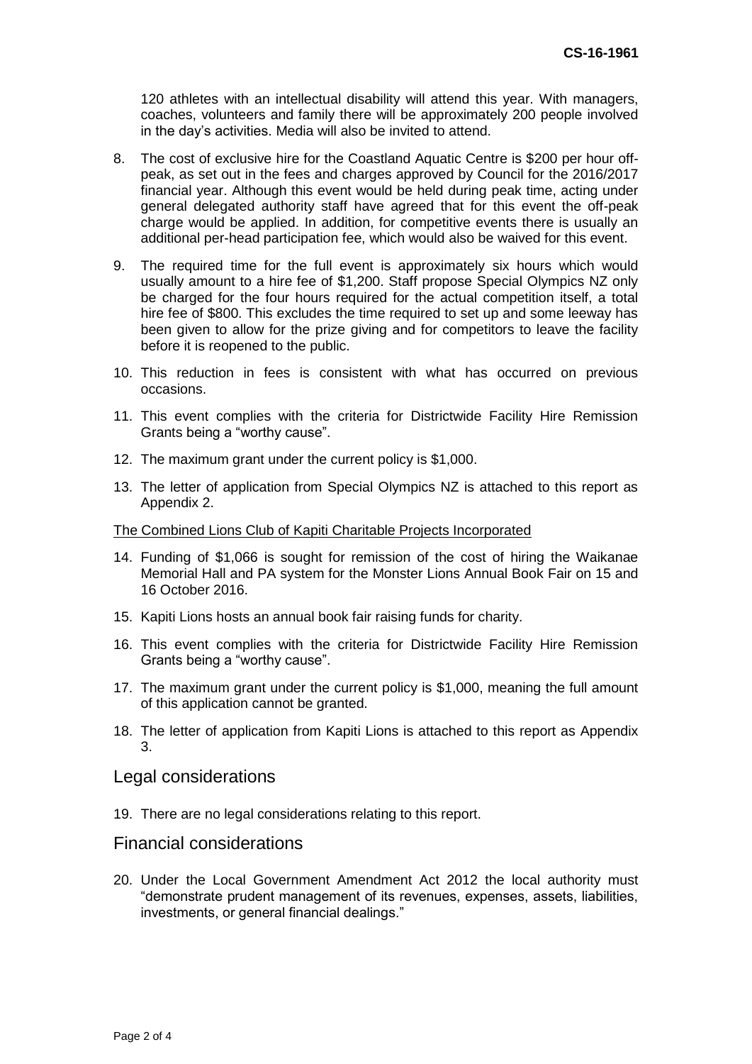120 athletes with an intellectual disability will attend this year. With managers, coaches, volunteers and family there will be approximately 200 people involved in the day's activities. Media will also be invited to attend.

8. The cost of exclusive hire for the Coastland Aquatic Centre is $200 per hour off-peak, as set out in the fees and charges approved by Council for the 2016/2017 financial year. Although this event would be held during peak time, acting under general delegated authority staff have agreed that for this event the off-peak charge would be applied. In addition, for competitive events there is usually an additional per-head participation fee, which would also be waived for this event.

9. The required time for the full event is approximately six hours which would usually amount to a hire fee of $1,200. Staff propose Special Olympics NZ only be charged for the four hours required for the actual competition itself, a total hire fee of $800. This excludes the time required to set up and some leeway has been given to allow for the prize giving and for competitors to leave the facility before it is reopened to the public.

10. This reduction in fees is consistent with what has occurred on previous occasions.

11. This event complies with the criteria for Districtwide Facility Hire Remission Grants being a "worthy cause".

12. The maximum grant under the current policy is $1,000.

13. The letter of application from Special Olympics NZ is attached to this report as Appendix 2.

The Combined Lions Club of Kapiti Charitable Projects Incorporated

14. Funding of $1,066 is sought for remission of the cost of hiring the Waikanae Memorial Hall and PA system for the Monster Lions Annual Book Fair on 15 and 16 October 2016.

15. Kapiti Lions hosts an annual book fair raising funds for charity.

16. This event complies with the criteria for Districtwide Facility Hire Remission Grants being a "worthy cause".

17. The maximum grant under the current policy is $1,000, meaning the full amount of this application cannot be granted.

18. The letter of application from Kapiti Lions is attached to this report as Appendix 3.

## Legal considerations

19. There are no legal considerations relating to this report.

## Financial considerations

20. Under the Local Government Amendment Act 2012 the local authority must "demonstrate prudent management of its revenues, expenses, assets, liabilities, investments, or general financial dealings."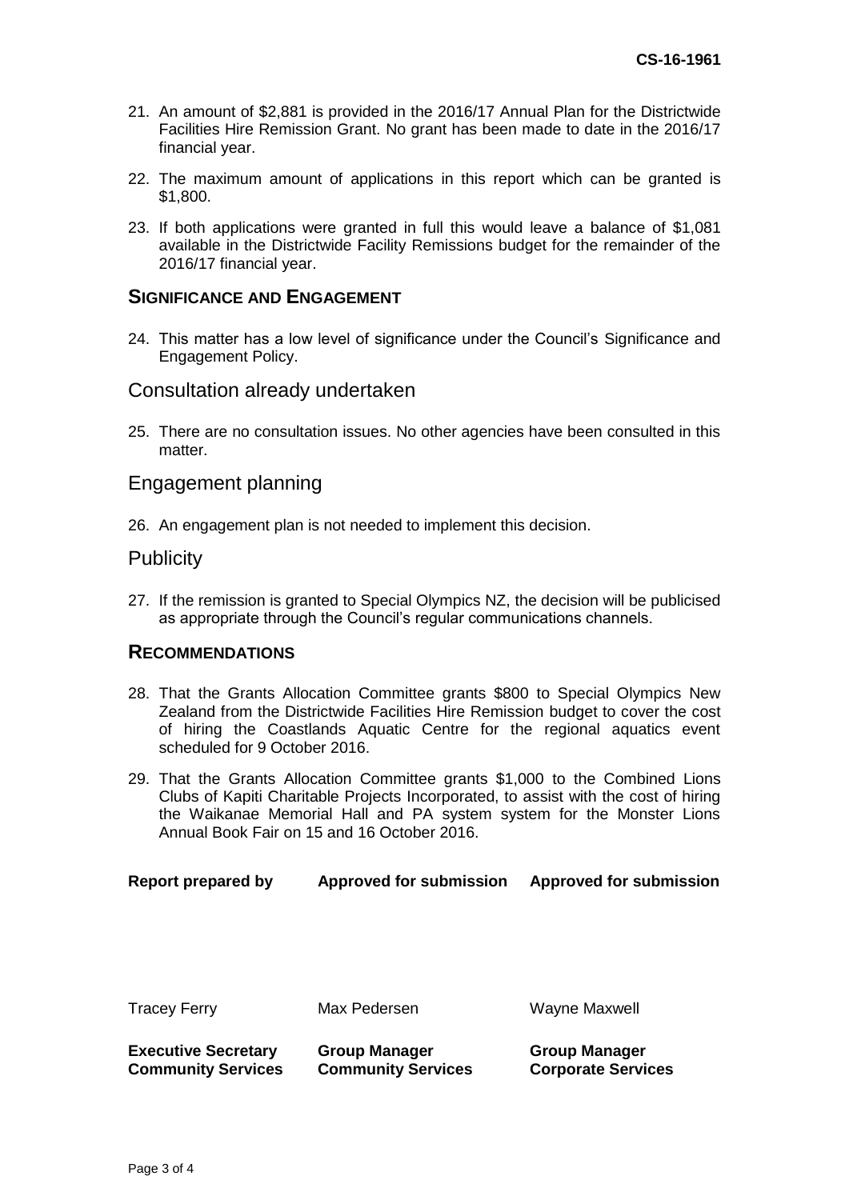21. An amount of $2,881 is provided in the 2016/17 Annual Plan for the Districtwide Facilities Hire Remission Grant. No grant has been made to date in the 2016/17 financial year.

22. The maximum amount of applications in this report which can be granted is $1,800.

23. If both applications were granted in full this would leave a balance of $1,081 available in the Districtwide Facility Remissions budget for the remainder of the 2016/17 financial year.

## SIGNIFICANCE AND ENGAGEMENT

24. This matter has a low level of significance under the Council's Significance and Engagement Policy.

### Consultation already undertaken

25. There are no consultation issues. No other agencies have been consulted in this matter.

### Engagement planning

26. An engagement plan is not needed to implement this decision.

### Publicity

27. If the remission is granted to Special Olympics NZ, the decision will be publicised as appropriate through the Council's regular communications channels.

## RECOMMENDATIONS

28. That the Grants Allocation Committee grants $800 to Special Olympics New Zealand from the Districtwide Facilities Hire Remission budget to cover the cost of hiring the Coastlands Aquatic Centre for the regional aquatics event scheduled for 9 October 2016.

29. That the Grants Allocation Committee grants $1,000 to the Combined Lions Clubs of Kapiti Charitable Projects Incorporated, to assist with the cost of hiring the Waikanae Memorial Hall and PA system system for the Monster Lions Annual Book Fair on 15 and 16 October 2016.

| Report prepared by | Approved for submission | Approved for submission |
|---|---|---|
| Tracey Ferry | Max Pedersen | Wayne Maxwell |
| **Executive Secretary Community Services** | **Group Manager Community Services** | **Group Manager Corporate Services** |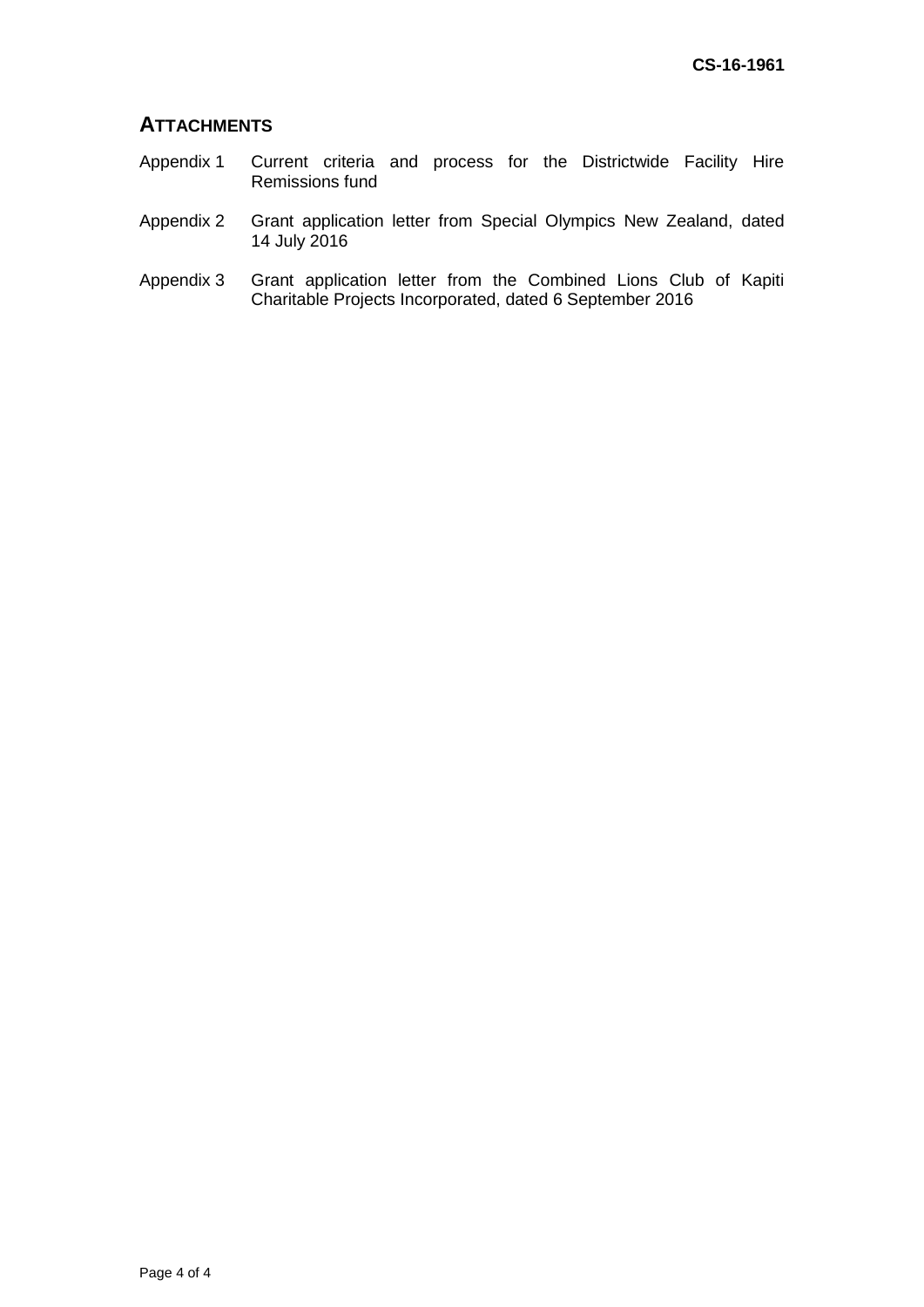## ATTACHMENTS

Appendix 1 Current criteria and process for the Districtwide Facility Hire Remissions fund

Appendix 2 Grant application letter from Special Olympics New Zealand, dated 14 July 2016

Appendix 3 Grant application letter from the Combined Lions Club of Kapiti Charitable Projects Incorporated, dated 6 September 2016